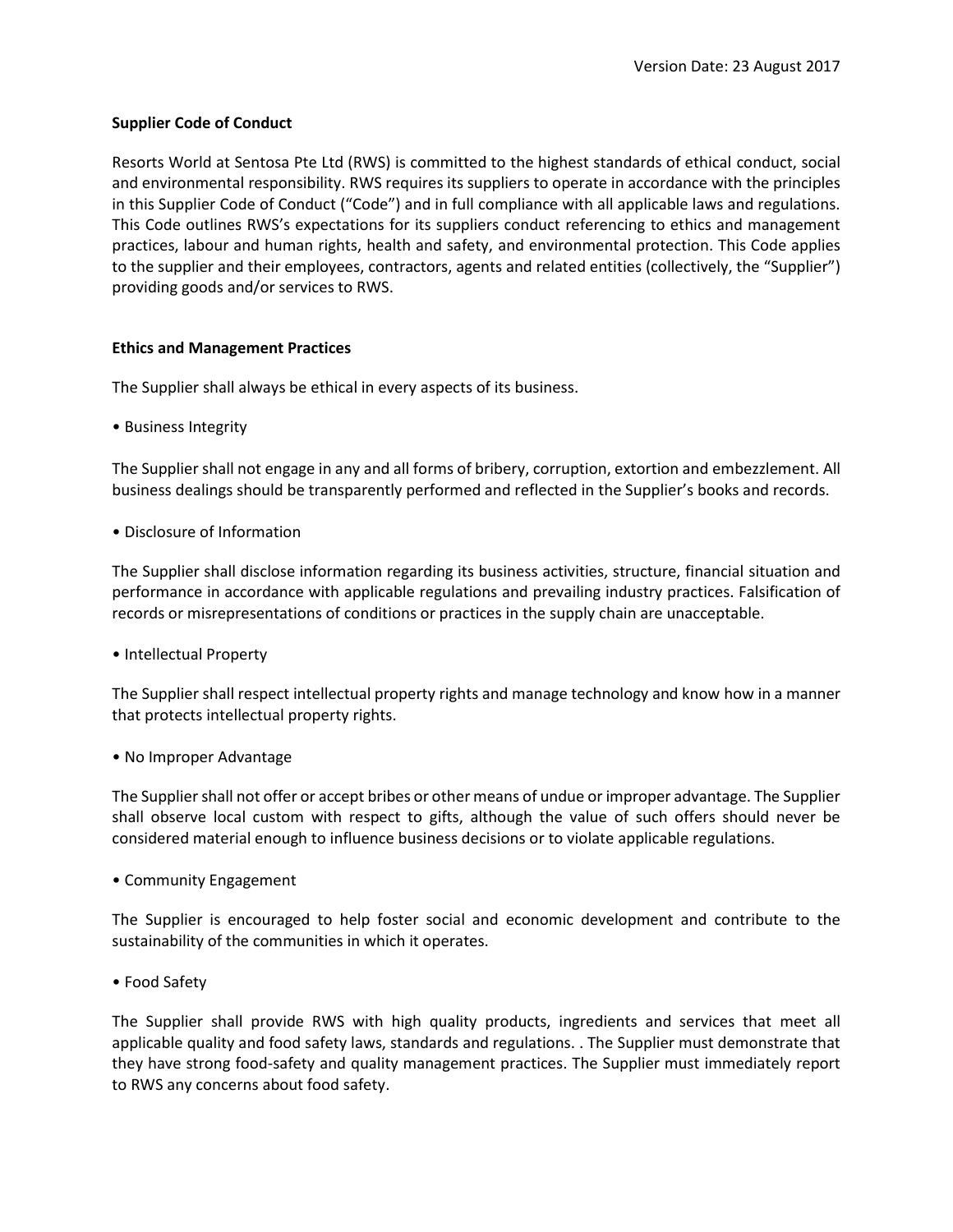Version Date: 23 August 2017

**Supplier Code of Conduct**

Resorts World at Sentosa Pte Ltd (RWS) is committed to the highest standards of ethical conduct, social and environmental responsibility. RWS requires its suppliers to operate in accordance with the principles in this Supplier Code of Conduct ("Code") and in full compliance with all applicable laws and regulations. This Code outlines RWS's expectations for its suppliers conduct referencing to ethics and management practices, labour and human rights, health and safety, and environmental protection. This Code applies to the supplier and their employees, contractors, agents and related entities (collectively, the "Supplier") providing goods and/or services to RWS.

**Ethics and Management Practices**

The Supplier shall always be ethical in every aspects of its business.

• Business Integrity

The Supplier shall not engage in any and all forms of bribery, corruption, extortion and embezzlement. All business dealings should be transparently performed and reflected in the Supplier's books and records.

• Disclosure of Information

The Supplier shall disclose information regarding its business activities, structure, financial situation and performance in accordance with applicable regulations and prevailing industry practices. Falsification of records or misrepresentations of conditions or practices in the supply chain are unacceptable.

• Intellectual Property

The Supplier shall respect intellectual property rights and manage technology and know how in a manner that protects intellectual property rights.

• No Improper Advantage

The Supplier shall not offer or accept bribes or other means of undue or improper advantage. The Supplier shall observe local custom with respect to gifts, although the value of such offers should never be considered material enough to influence business decisions or to violate applicable regulations.

• Community Engagement

The Supplier is encouraged to help foster social and economic development and contribute to the sustainability of the communities in which it operates.

• Food Safety

The Supplier shall provide RWS with high quality products, ingredients and services that meet all applicable quality and food safety laws, standards and regulations. . The Supplier must demonstrate that they have strong food-safety and quality management practices. The Supplier must immediately report to RWS any concerns about food safety.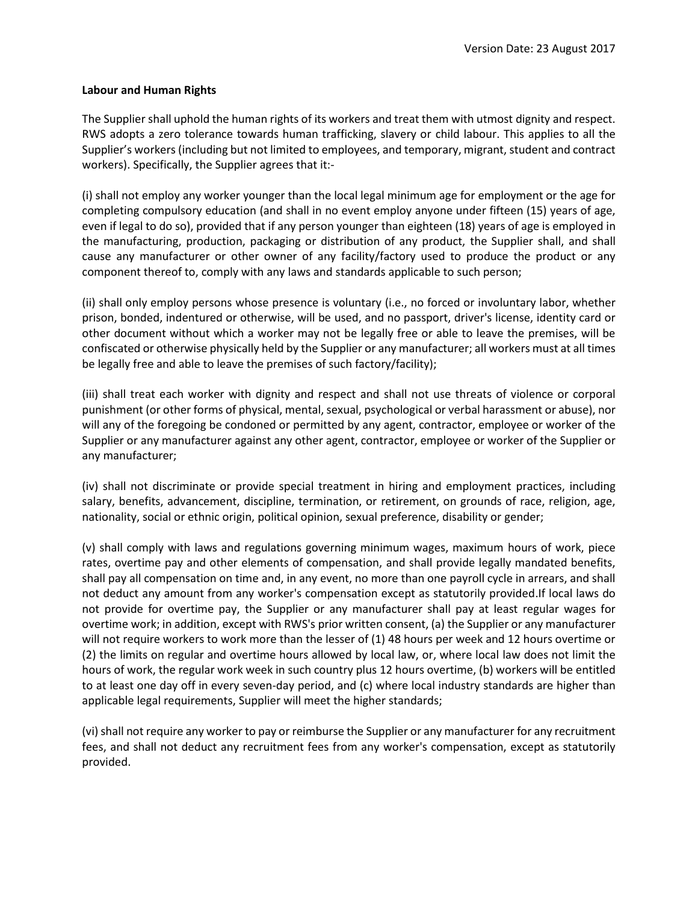**Labour and Human Rights**

The Supplier shall uphold the human rights of its workers and treat them with utmost dignity and respect. RWS adopts a zero tolerance towards human trafficking, slavery or child labour. This applies to all the Supplier's workers (including but not limited to employees, and temporary, migrant, student and contract workers). Specifically, the Supplier agrees that it:-

(i) shall not employ any worker younger than the local legal minimum age for employment or the age for completing compulsory education (and shall in no event employ anyone under fifteen (15) years of age, even if legal to do so), provided that if any person younger than eighteen (18) years of age is employed in the manufacturing, production, packaging or distribution of any product, the Supplier shall, and shall cause any manufacturer or other owner of any facility/factory used to produce the product or any component thereof to, comply with any laws and standards applicable to such person;

(ii) shall only employ persons whose presence is voluntary (i.e., no forced or involuntary labor, whether prison, bonded, indentured or otherwise, will be used, and no passport, driver's license, identity card or other document without which a worker may not be legally free or able to leave the premises, will be confiscated or otherwise physically held by the Supplier or any manufacturer; all workers must at all times be legally free and able to leave the premises of such factory/facility);

(iii) shall treat each worker with dignity and respect and shall not use threats of violence or corporal punishment (or other forms of physical, mental, sexual, psychological or verbal harassment or abuse), nor will any of the foregoing be condoned or permitted by any agent, contractor, employee or worker of the Supplier or any manufacturer against any other agent, contractor, employee or worker of the Supplier or any manufacturer;

(iv) shall not discriminate or provide special treatment in hiring and employment practices, including salary, benefits, advancement, discipline, termination, or retirement, on grounds of race, religion, age, nationality, social or ethnic origin, political opinion, sexual preference, disability or gender;

(v) shall comply with laws and regulations governing minimum wages, maximum hours of work, piece rates, overtime pay and other elements of compensation, and shall provide legally mandated benefits, shall pay all compensation on time and, in any event, no more than one payroll cycle in arrears, and shall not deduct any amount from any worker's compensation except as statutorily provided.If local laws do not provide for overtime pay, the Supplier or any manufacturer shall pay at least regular wages for overtime work; in addition, except with RWS's prior written consent, (a) the Supplier or any manufacturer will not require workers to work more than the lesser of (1) 48 hours per week and 12 hours overtime or (2) the limits on regular and overtime hours allowed by local law, or, where local law does not limit the hours of work, the regular work week in such country plus 12 hours overtime, (b) workers will be entitled to at least one day off in every seven-day period, and (c) where local industry standards are higher than applicable legal requirements, Supplier will meet the higher standards;

(vi) shall not require any worker to pay or reimburse the Supplier or any manufacturer for any recruitment fees, and shall not deduct any recruitment fees from any worker's compensation, except as statutorily provided.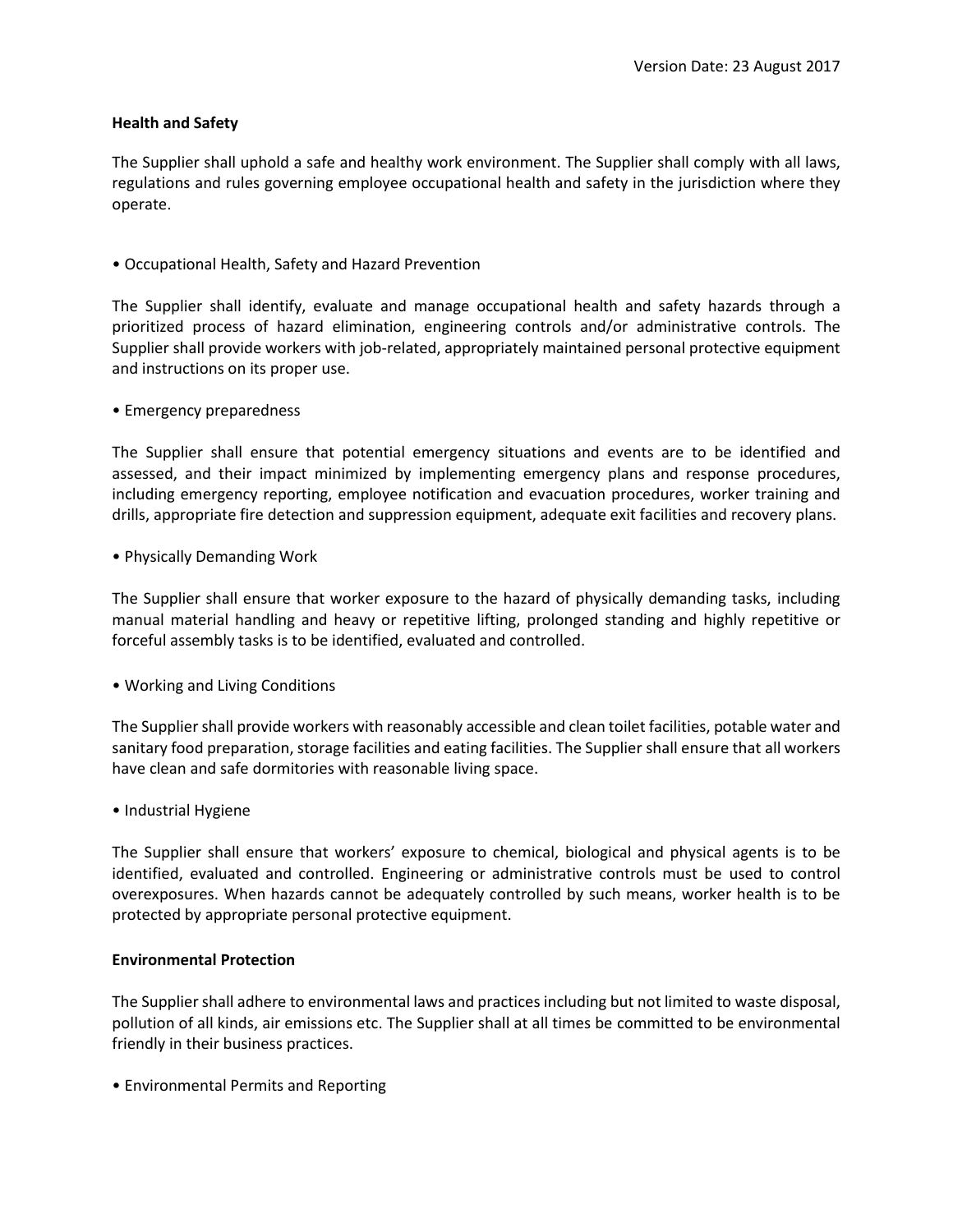**Health and Safety**

The Supplier shall uphold a safe and healthy work environment. The Supplier shall comply with all laws, regulations and rules governing employee occupational health and safety in the jurisdiction where they operate.

• Occupational Health, Safety and Hazard Prevention

The Supplier shall identify, evaluate and manage occupational health and safety hazards through a prioritized process of hazard elimination, engineering controls and/or administrative controls. The Supplier shall provide workers with job-related, appropriately maintained personal protective equipment and instructions on its proper use.

• Emergency preparedness

The Supplier shall ensure that potential emergency situations and events are to be identified and assessed, and their impact minimized by implementing emergency plans and response procedures, including emergency reporting, employee notification and evacuation procedures, worker training and drills, appropriate fire detection and suppression equipment, adequate exit facilities and recovery plans.

• Physically Demanding Work

The Supplier shall ensure that worker exposure to the hazard of physically demanding tasks, including manual material handling and heavy or repetitive lifting, prolonged standing and highly repetitive or forceful assembly tasks is to be identified, evaluated and controlled.

• Working and Living Conditions

The Supplier shall provide workers with reasonably accessible and clean toilet facilities, potable water and sanitary food preparation, storage facilities and eating facilities. The Supplier shall ensure that all workers have clean and safe dormitories with reasonable living space.

• Industrial Hygiene

The Supplier shall ensure that workers' exposure to chemical, biological and physical agents is to be identified, evaluated and controlled. Engineering or administrative controls must be used to control overexposures. When hazards cannot be adequately controlled by such means, worker health is to be protected by appropriate personal protective equipment.

**Environmental Protection**

The Supplier shall adhere to environmental laws and practices including but not limited to waste disposal, pollution of all kinds, air emissions etc. The Supplier shall at all times be committed to be environmental friendly in their business practices.

• Environmental Permits and Reporting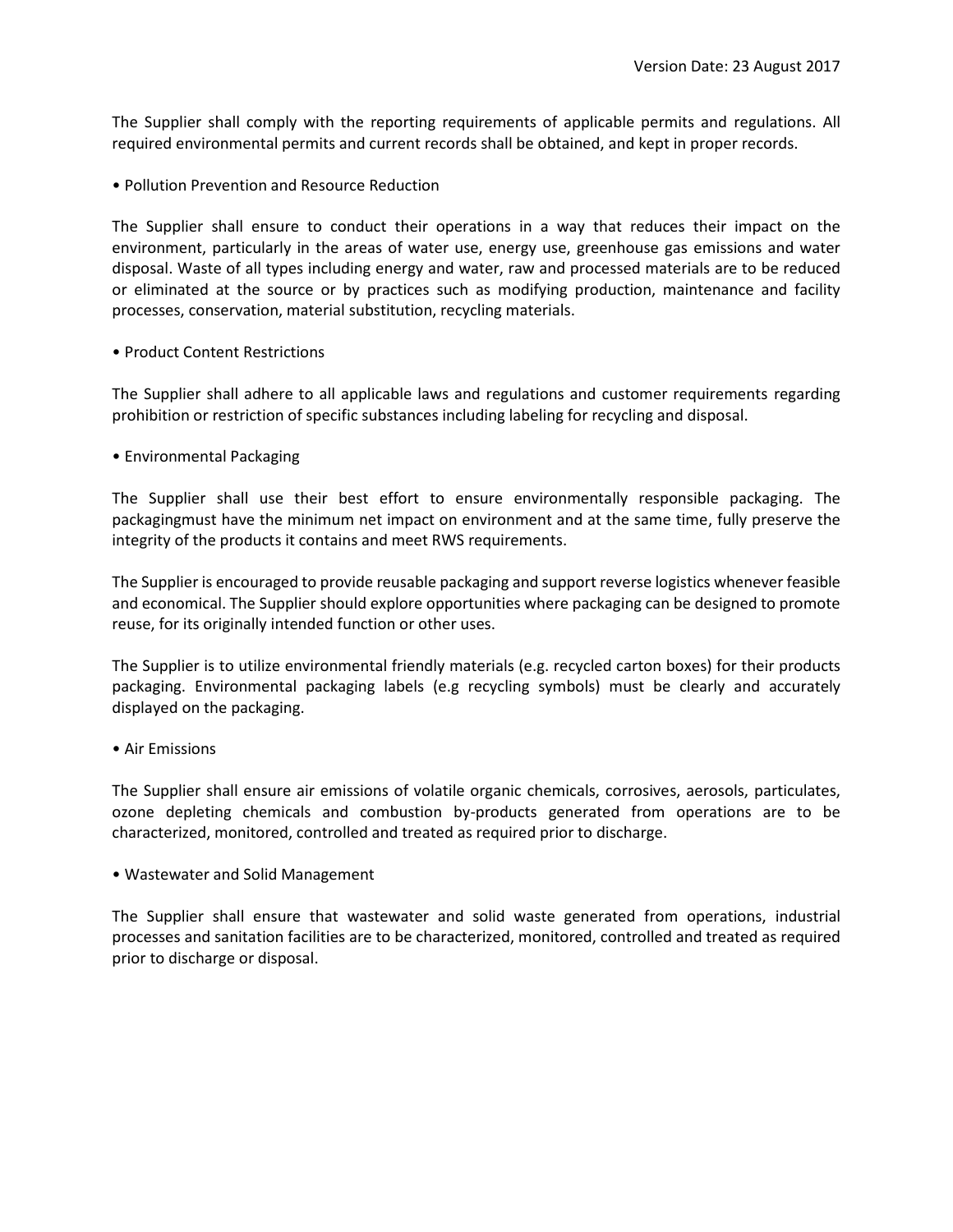The Supplier shall comply with the reporting requirements of applicable permits and regulations. All required environmental permits and current records shall be obtained, and kept in proper records.

• Pollution Prevention and Resource Reduction

The Supplier shall ensure to conduct their operations in a way that reduces their impact on the environment, particularly in the areas of water use, energy use, greenhouse gas emissions and water disposal. Waste of all types including energy and water, raw and processed materials are to be reduced or eliminated at the source or by practices such as modifying production, maintenance and facility processes, conservation, material substitution, recycling materials.

• Product Content Restrictions

The Supplier shall adhere to all applicable laws and regulations and customer requirements regarding prohibition or restriction of specific substances including labeling for recycling and disposal.

• Environmental Packaging

The Supplier shall use their best effort to ensure environmentally responsible packaging. The packagingmust have the minimum net impact on environment and at the same time, fully preserve the integrity of the products it contains and meet RWS requirements.

The Supplier is encouraged to provide reusable packaging and support reverse logistics whenever feasible and economical. The Supplier should explore opportunities where packaging can be designed to promote reuse, for its originally intended function or other uses.

The Supplier is to utilize environmental friendly materials (e.g. recycled carton boxes) for their products packaging. Environmental packaging labels (e.g recycling symbols) must be clearly and accurately displayed on the packaging.

• Air Emissions

The Supplier shall ensure air emissions of volatile organic chemicals, corrosives, aerosols, particulates, ozone depleting chemicals and combustion by-products generated from operations are to be characterized, monitored, controlled and treated as required prior to discharge.

• Wastewater and Solid Management

The Supplier shall ensure that wastewater and solid waste generated from operations, industrial processes and sanitation facilities are to be characterized, monitored, controlled and treated as required prior to discharge or disposal.